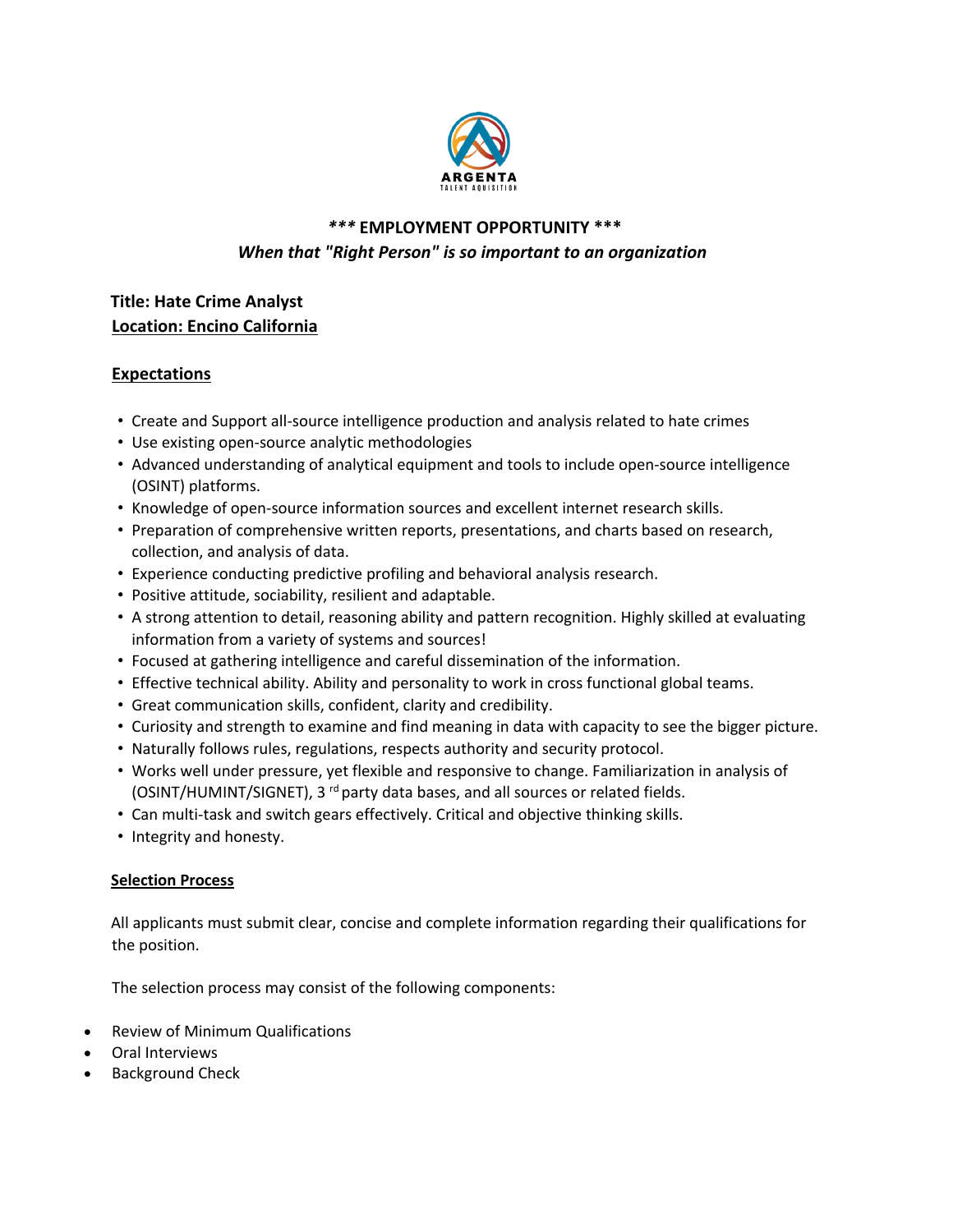ARGENTA
TALENT AQUISITION

**\*\*\* EMPLOYMENT OPPORTUNITY \*\*\***

***When that "Right Person" is so important to an organization***

**Title: Hate Crime Analyst**

**Location: Encino California**

## Expectations

- Create and Support all-source intelligence production and analysis related to hate crimes
- Use existing open-source analytic methodologies
- Advanced understanding of analytical equipment and tools to include open-source intelligence (OSINT) platforms.
- Knowledge of open-source information sources and excellent internet research skills.
- Preparation of comprehensive written reports, presentations, and charts based on research, collection, and analysis of data.
- Experience conducting predictive profiling and behavioral analysis research.
- Positive attitude, sociability, resilient and adaptable.
- A strong attention to detail, reasoning ability and pattern recognition. Highly skilled at evaluating information from a variety of systems and sources!
- Focused at gathering intelligence and careful dissemination of the information.
- Effective technical ability. Ability and personality to work in cross functional global teams.
- Great communication skills, confident, clarity and credibility.
- Curiosity and strength to examine and find meaning in data with capacity to see the bigger picture.
- Naturally follows rules, regulations, respects authority and security protocol.
- Works well under pressure, yet flexible and responsive to change. Familiarization in analysis of (OSINT/HUMINT/SIGNET), 3rd party data bases, and all sources or related fields.
- Can multi-task and switch gears effectively. Critical and objective thinking skills.
- Integrity and honesty.

## Selection Process

All applicants must submit clear, concise and complete information regarding their qualifications for the position.

The selection process may consist of the following components:

- Review of Minimum Qualifications
- Oral Interviews
- Background Check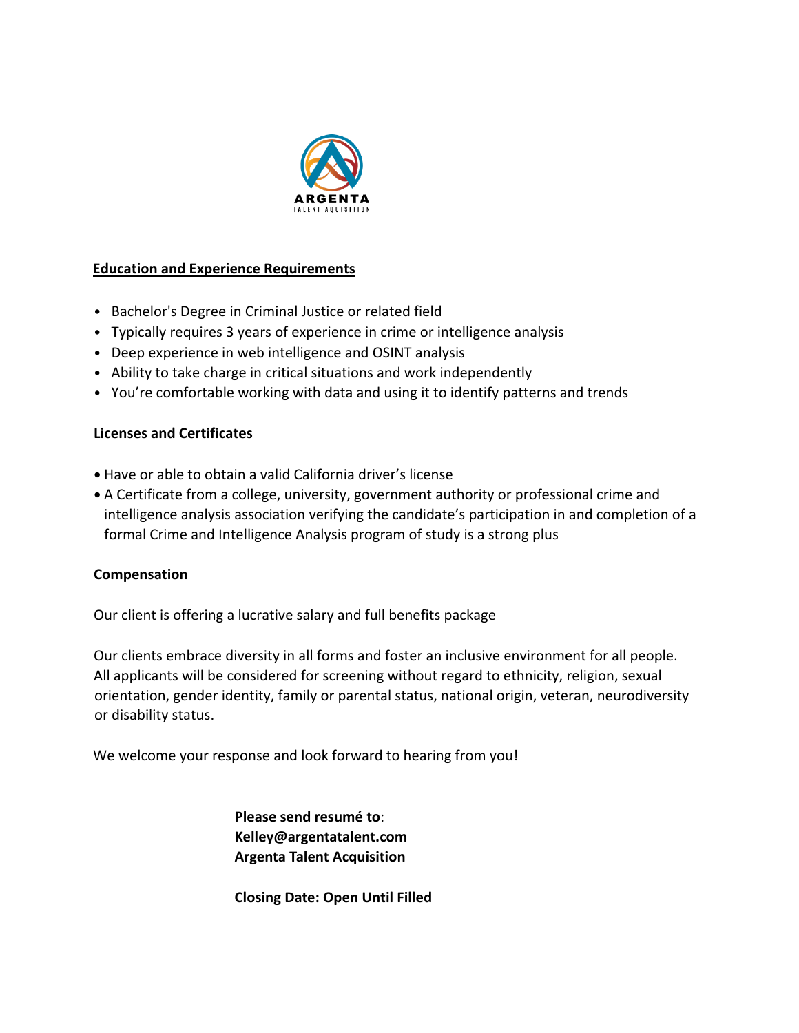ARGENTA
TALENT AQUISITION

**Education and Experience Requirements**

- Bachelor's Degree in Criminal Justice or related field
- Typically requires 3 years of experience in crime or intelligence analysis
- Deep experience in web intelligence and OSINT analysis
- Ability to take charge in critical situations and work independently
- You're comfortable working with data and using it to identify patterns and trends

**Licenses and Certificates**

- Have or able to obtain a valid California driver's license
- A Certificate from a college, university, government authority or professional crime and intelligence analysis association verifying the candidate's participation in and completion of a formal Crime and Intelligence Analysis program of study is a strong plus

**Compensation**

Our client is offering a lucrative salary and full benefits package

Our clients embrace diversity in all forms and foster an inclusive environment for all people. All applicants will be considered for screening without regard to ethnicity, religion, sexual orientation, gender identity, family or parental status, national origin, veteran, neurodiversity or disability status.

We welcome your response and look forward to hearing from you!

**Please send resumé to**:
**Kelley@argentatalent.com**
**Argenta Talent Acquisition**

**Closing Date: Open Until Filled**